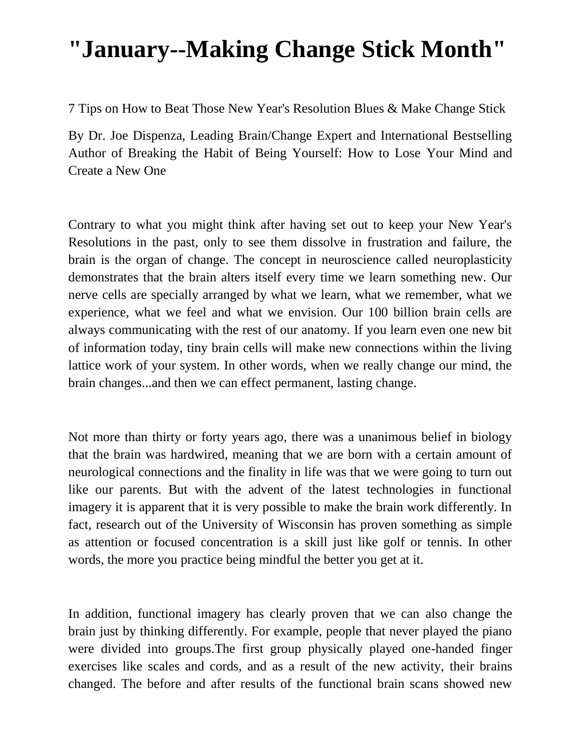# "January--Making Change Stick Month"

7 Tips on How to Beat Those New Year's Resolution Blues & Make Change Stick

By Dr. Joe Dispenza, Leading Brain/Change Expert and International Bestselling Author of Breaking the Habit of Being Yourself: How to Lose Your Mind and Create a New One

Contrary to what you might think after having set out to keep your New Year's Resolutions in the past, only to see them dissolve in frustration and failure, the brain is the organ of change. The concept in neuroscience called neuroplasticity demonstrates that the brain alters itself every time we learn something new. Our nerve cells are specially arranged by what we learn, what we remember, what we experience, what we feel and what we envision. Our 100 billion brain cells are always communicating with the rest of our anatomy. If you learn even one new bit of information today, tiny brain cells will make new connections within the living lattice work of your system. In other words, when we really change our mind, the brain changes...and then we can effect permanent, lasting change.

Not more than thirty or forty years ago, there was a unanimous belief in biology that the brain was hardwired, meaning that we are born with a certain amount of neurological connections and the finality in life was that we were going to turn out like our parents. But with the advent of the latest technologies in functional imagery it is apparent that it is very possible to make the brain work differently. In fact, research out of the University of Wisconsin has proven something as simple as attention or focused concentration is a skill just like golf or tennis. In other words, the more you practice being mindful the better you get at it.

In addition, functional imagery has clearly proven that we can also change the brain just by thinking differently. For example, people that never played the piano were divided into groups.The first group physically played one-handed finger exercises like scales and cords, and as a result of the new activity, their brains changed. The before and after results of the functional brain scans showed new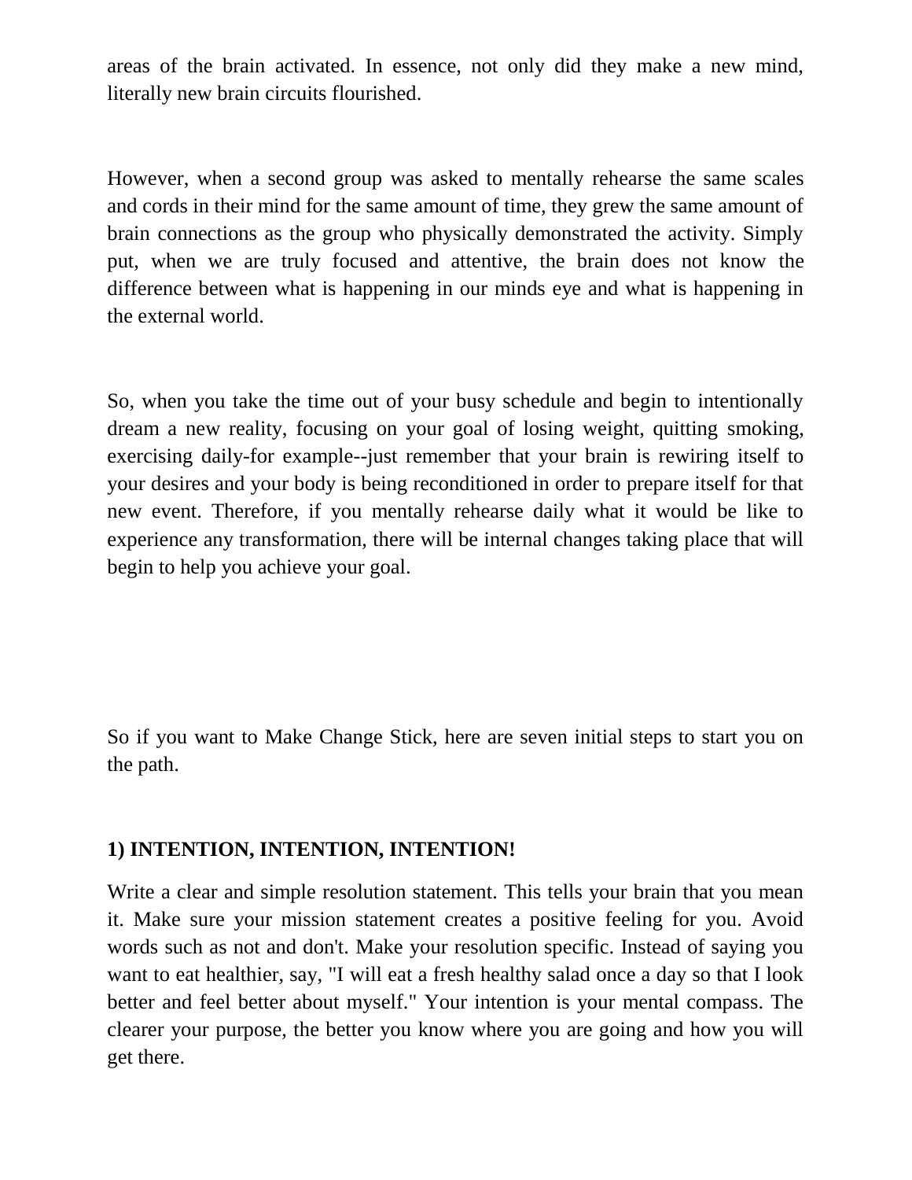areas of the brain activated. In essence, not only did they make a new mind, literally new brain circuits flourished.

However, when a second group was asked to mentally rehearse the same scales and cords in their mind for the same amount of time, they grew the same amount of brain connections as the group who physically demonstrated the activity. Simply put, when we are truly focused and attentive, the brain does not know the difference between what is happening in our minds eye and what is happening in the external world.

So, when you take the time out of your busy schedule and begin to intentionally dream a new reality, focusing on your goal of losing weight, quitting smoking, exercising daily-for example--just remember that your brain is rewiring itself to your desires and your body is being reconditioned in order to prepare itself for that new event. Therefore, if you mentally rehearse daily what it would be like to experience any transformation, there will be internal changes taking place that will begin to help you achieve your goal.

So if you want to Make Change Stick, here are seven initial steps to start you on the path.

**1) INTENTION, INTENTION, INTENTION!**

Write a clear and simple resolution statement. This tells your brain that you mean it. Make sure your mission statement creates a positive feeling for you. Avoid words such as not and don't. Make your resolution specific. Instead of saying you want to eat healthier, say, "I will eat a fresh healthy salad once a day so that I look better and feel better about myself." Your intention is your mental compass. The clearer your purpose, the better you know where you are going and how you will get there.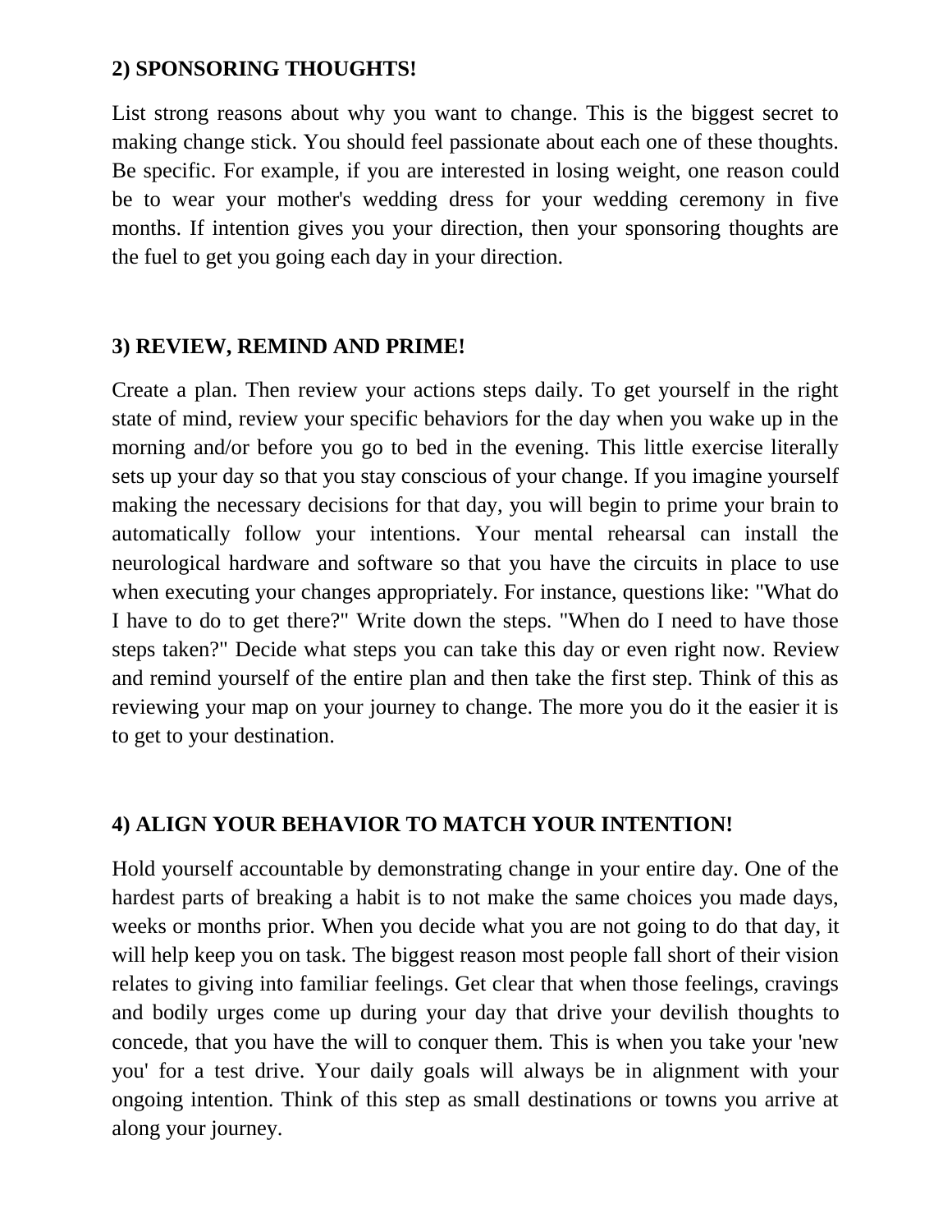**2) SPONSORING THOUGHTS!**

List strong reasons about why you want to change. This is the biggest secret to making change stick. You should feel passionate about each one of these thoughts. Be specific. For example, if you are interested in losing weight, one reason could be to wear your mother's wedding dress for your wedding ceremony in five months. If intention gives you your direction, then your sponsoring thoughts are the fuel to get you going each day in your direction.

**3) REVIEW, REMIND AND PRIME!**

Create a plan. Then review your actions steps daily. To get yourself in the right state of mind, review your specific behaviors for the day when you wake up in the morning and/or before you go to bed in the evening. This little exercise literally sets up your day so that you stay conscious of your change. If you imagine yourself making the necessary decisions for that day, you will begin to prime your brain to automatically follow your intentions. Your mental rehearsal can install the neurological hardware and software so that you have the circuits in place to use when executing your changes appropriately. For instance, questions like: "What do I have to do to get there?" Write down the steps. "When do I need to have those steps taken?" Decide what steps you can take this day or even right now. Review and remind yourself of the entire plan and then take the first step. Think of this as reviewing your map on your journey to change. The more you do it the easier it is to get to your destination.

**4) ALIGN YOUR BEHAVIOR TO MATCH YOUR INTENTION!**

Hold yourself accountable by demonstrating change in your entire day. One of the hardest parts of breaking a habit is to not make the same choices you made days, weeks or months prior. When you decide what you are not going to do that day, it will help keep you on task. The biggest reason most people fall short of their vision relates to giving into familiar feelings. Get clear that when those feelings, cravings and bodily urges come up during your day that drive your devilish thoughts to concede, that you have the will to conquer them. This is when you take your 'new you' for a test drive. Your daily goals will always be in alignment with your ongoing intention. Think of this step as small destinations or towns you arrive at along your journey.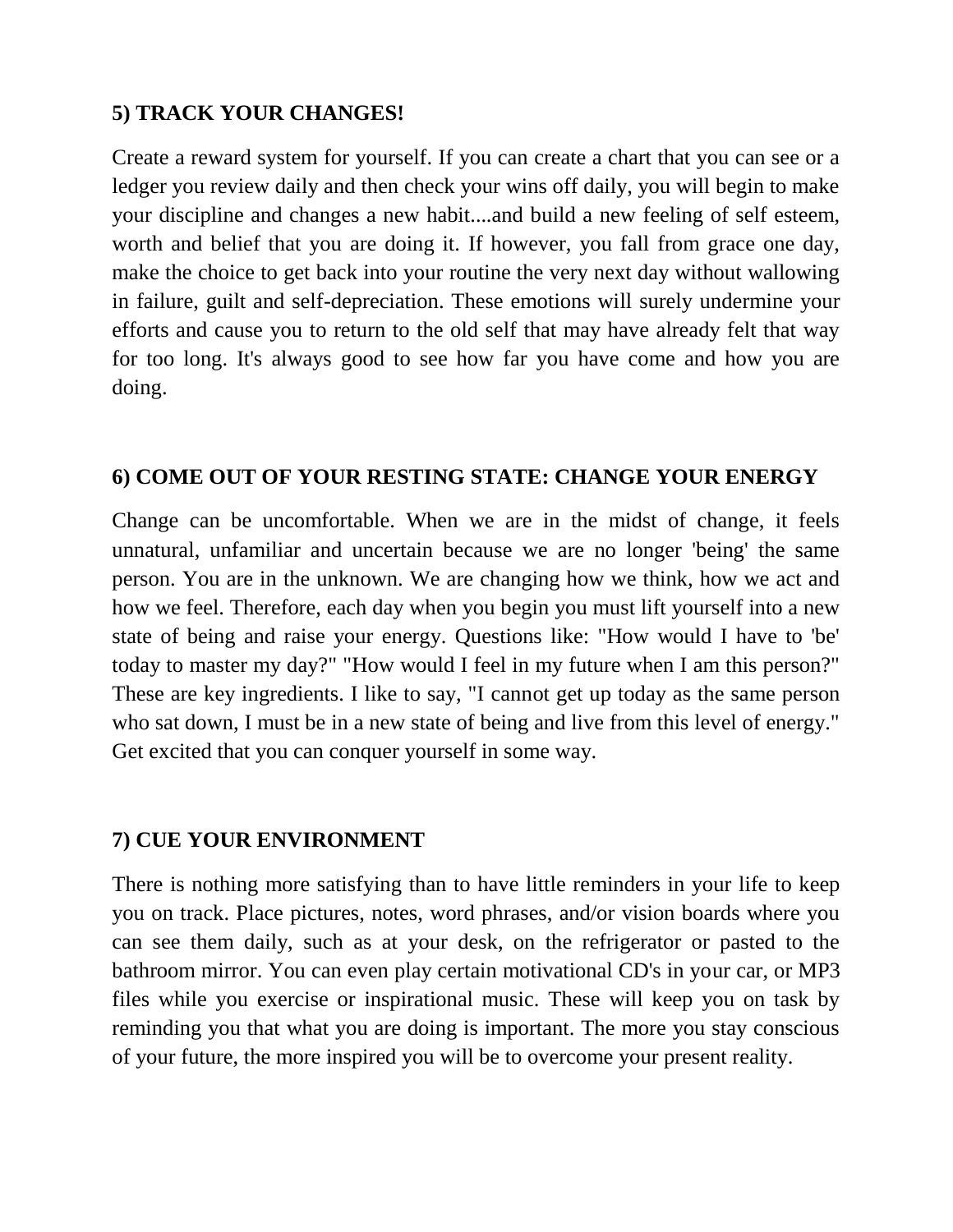**5) TRACK YOUR CHANGES!**

Create a reward system for yourself. If you can create a chart that you can see or a ledger you review daily and then check your wins off daily, you will begin to make your discipline and changes a new habit....and build a new feeling of self esteem, worth and belief that you are doing it. If however, you fall from grace one day, make the choice to get back into your routine the very next day without wallowing in failure, guilt and self-depreciation. These emotions will surely undermine your efforts and cause you to return to the old self that may have already felt that way for too long. It's always good to see how far you have come and how you are doing.

**6) COME OUT OF YOUR RESTING STATE: CHANGE YOUR ENERGY**

Change can be uncomfortable. When we are in the midst of change, it feels unnatural, unfamiliar and uncertain because we are no longer 'being' the same person. You are in the unknown. We are changing how we think, how we act and how we feel. Therefore, each day when you begin you must lift yourself into a new state of being and raise your energy. Questions like: "How would I have to 'be' today to master my day?" "How would I feel in my future when I am this person?" These are key ingredients. I like to say, "I cannot get up today as the same person who sat down, I must be in a new state of being and live from this level of energy." Get excited that you can conquer yourself in some way.

**7) CUE YOUR ENVIRONMENT**

There is nothing more satisfying than to have little reminders in your life to keep you on track. Place pictures, notes, word phrases, and/or vision boards where you can see them daily, such as at your desk, on the refrigerator or pasted to the bathroom mirror. You can even play certain motivational CD's in your car, or MP3 files while you exercise or inspirational music. These will keep you on task by reminding you that what you are doing is important. The more you stay conscious of your future, the more inspired you will be to overcome your present reality.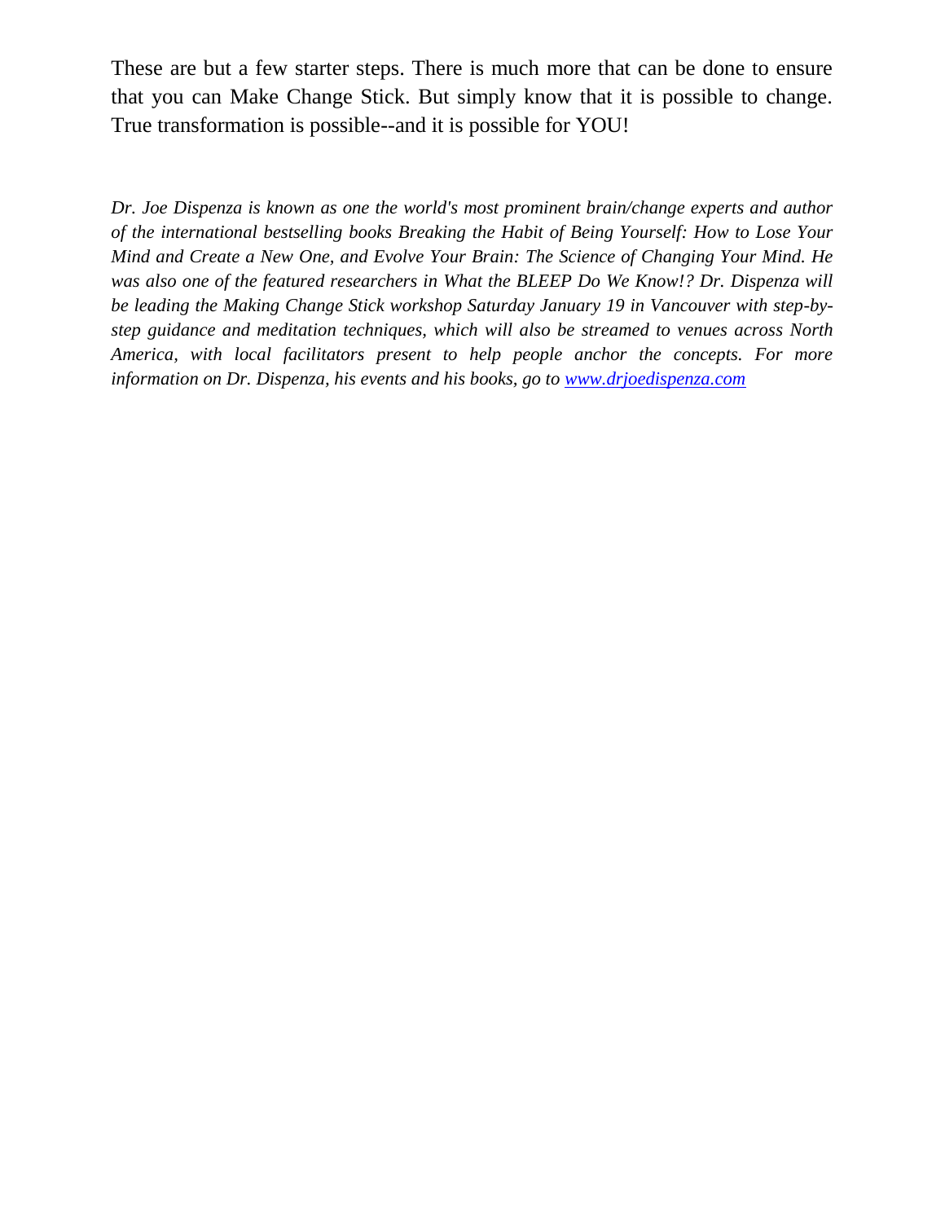These are but a few starter steps. There is much more that can be done to ensure that you can Make Change Stick. But simply know that it is possible to change. True transformation is possible--and it is possible for YOU!

*Dr. Joe Dispenza is known as one the world's most prominent brain/change experts and author of the international bestselling books Breaking the Habit of Being Yourself: How to Lose Your Mind and Create a New One, and Evolve Your Brain: The Science of Changing Your Mind. He was also one of the featured researchers in What the BLEEP Do We Know!? Dr. Dispenza will be leading the Making Change Stick workshop Saturday January 19 in Vancouver with step-by-step guidance and meditation techniques, which will also be streamed to venues across North America, with local facilitators present to help people anchor the concepts. For more information on Dr. Dispenza, his events and his books, go to [www.drjoedispenza.com](http://www.drjoedispenza.com)*